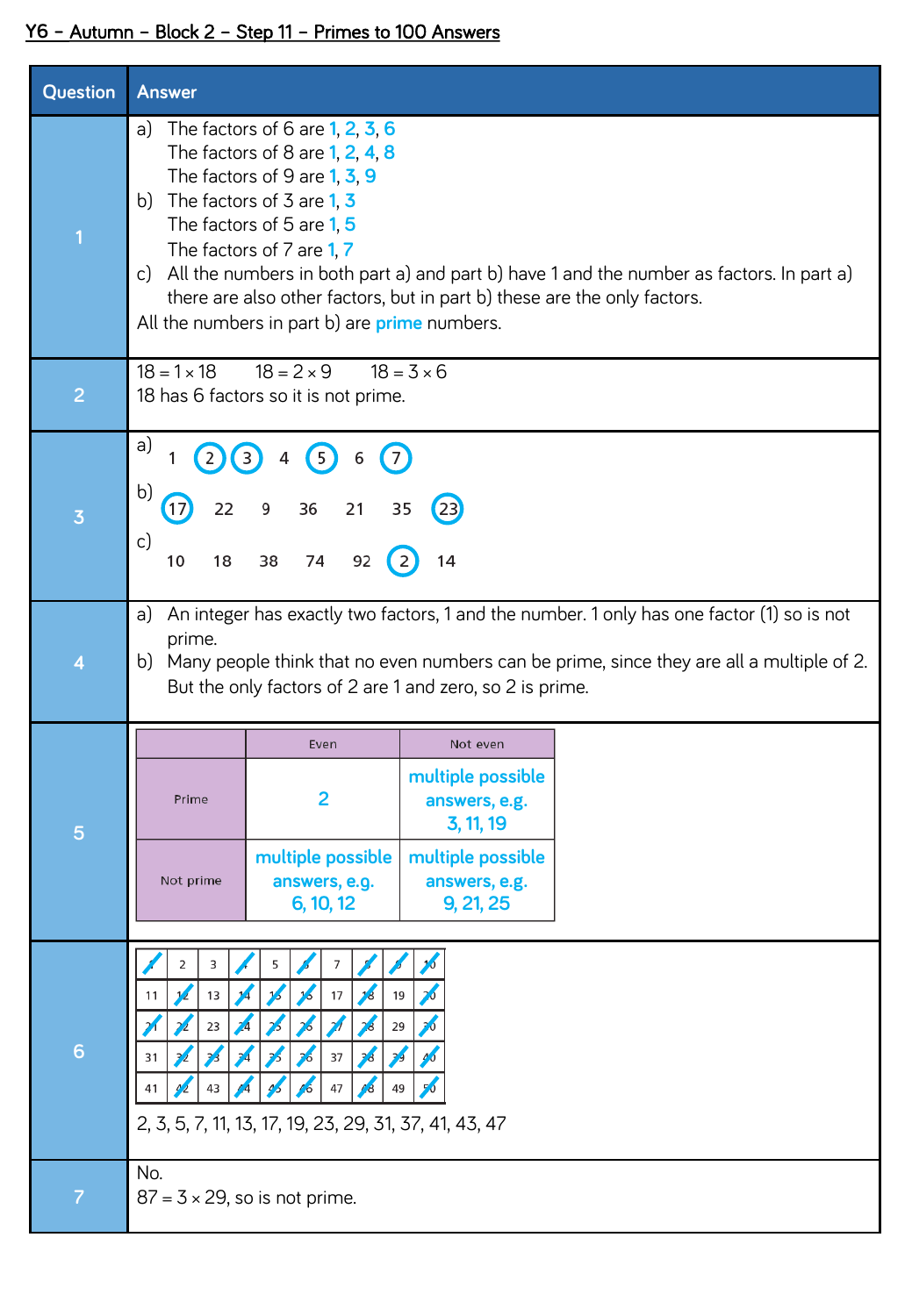# Y6 – Autumn – Block 2 – Step 11 – Primes to 100 Answers

| Question | Answer |
|---|---|
| 1 | a) The factors of 6 are 1, 2, 3, 6<br>The factors of 8 are 1, 2, 4, 8<br>The factors of 9 are 1, 3, 9<br>b) The factors of 3 are 1, 3<br>The factors of 5 are 1, 5<br>The factors of 7 are 1, 7<br>c) All the numbers in both part a) and part b) have 1 and the number as factors. In part a) there are also other factors, but in part b) these are the only factors.<br>All the numbers in part b) are prime numbers. |
| 2 | $18 = 1 \times 18$ $18 = 2 \times 9$ $18 = 3 \times 6$<br>18 has 6 factors so it is not prime. |
| 3 | a) 1 (2) (3) 4 (5) 6 (7)<br>b) (17) 22 9 36 21 35 (23)<br>c) 10 18 38 74 92 (2) 14 |
| 4 | a) An integer has exactly two factors, 1 and the number. 1 only has one factor (1) so is not prime.<br>b) Many people think that no even numbers can be prime, since they are all a multiple of 2. But the only factors of 2 are 1 and zero, so 2 is prime. |
| 5 | (see table below) |
| 6 | (see grid below)<br>2, 3, 5, 7, 11, 13, 17, 19, 23, 29, 31, 37, 41, 43, 47 |
| 7 | No.<br>$87 = 3 \times 29$, so is not prime. |

Question 5:

| | Even | Not even |
|---|---|---|
| Prime | 2 | multiple possible answers, e.g. 3, 11, 19 |
| Not prime | multiple possible answers, e.g. 6, 10, 12 | multiple possible answers, e.g. 9, 21, 25 |

Question 6 (crossed-out numbers shown as ~~n~~):

| | | | | | | | | | |
|---|---|---|---|---|---|---|---|---|---|
| ~~1~~ | 2 | 3 | ~~4~~ | 5 | ~~6~~ | 7 | ~~8~~ | ~~9~~ | ~~10~~ |
| 11 | ~~12~~ | 13 | ~~14~~ | ~~15~~ | ~~16~~ | 17 | ~~18~~ | 19 | ~~20~~ |
| ~~21~~ | ~~22~~ | 23 | ~~24~~ | ~~25~~ | ~~26~~ | ~~27~~ | ~~28~~ | 29 | ~~30~~ |
| 31 | ~~32~~ | ~~33~~ | ~~34~~ | ~~35~~ | ~~36~~ | 37 | ~~38~~ | ~~39~~ | ~~40~~ |
| 41 | ~~42~~ | 43 | ~~44~~ | ~~45~~ | ~~46~~ | 47 | ~~48~~ | 49 | ~~50~~ |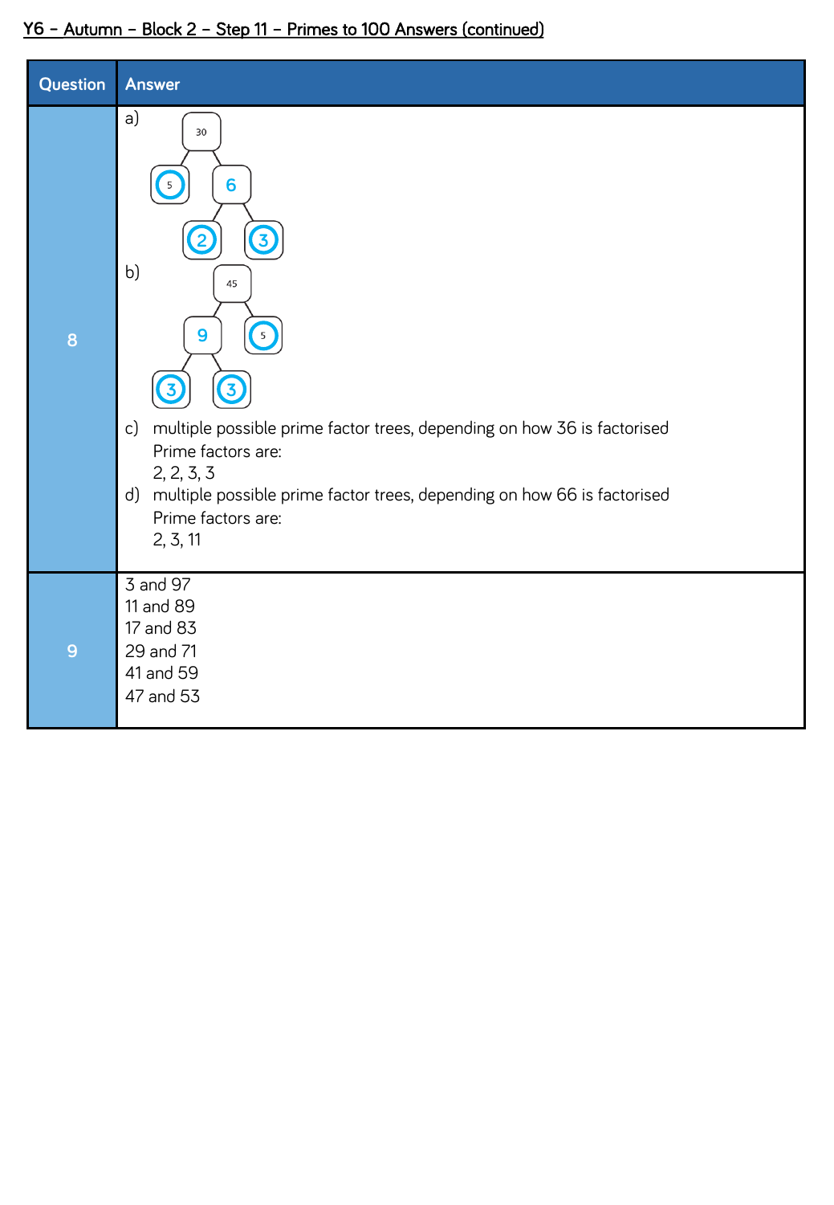## Y6 – Autumn – Block 2 – Step 11 – Primes to 100 Answers (continued)

| Question | Answer |
|---|---|
| 8 | a) 30 → 5, 6; 6 → 2, 3<br>b) 45 → 9, 5; 9 → 3, 3<br>c) multiple possible prime factor trees, depending on how 36 is factorised<br>Prime factors are:<br>2, 2, 3, 3<br>d) multiple possible prime factor trees, depending on how 66 is factorised<br>Prime factors are:<br>2, 3, 11 |
| 9 | 3 and 97<br>11 and 89<br>17 and 83<br>29 and 71<br>41 and 59<br>47 and 53 |